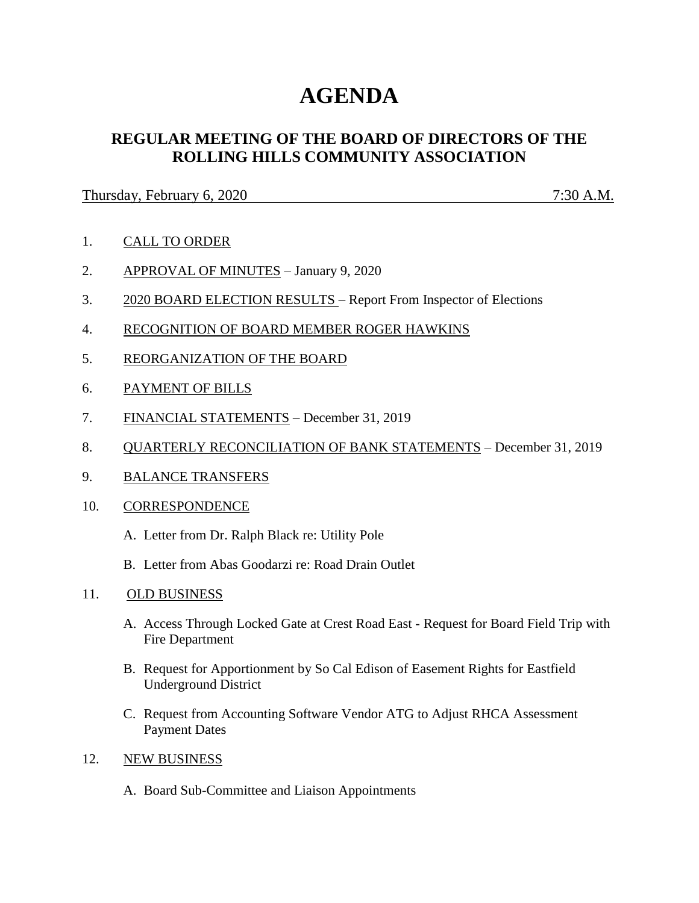# AGENDA

## REGULAR MEETING OF THE BOARD OF DIRECTORS OF THE ROLLING HILLS COMMUNITY ASSOCIATION

Thursday, February 6, 2020 7:30 A.M.

1. CALL TO ORDER

2. APPROVAL OF MINUTES – January 9, 2020

3. 2020 BOARD ELECTION RESULTS – Report From Inspector of Elections

4. RECOGNITION OF BOARD MEMBER ROGER HAWKINS

5. REORGANIZATION OF THE BOARD

6. PAYMENT OF BILLS

7. FINANCIAL STATEMENTS – December 31, 2019

8. QUARTERLY RECONCILIATION OF BANK STATEMENTS – December 31, 2019

9. BALANCE TRANSFERS

10. CORRESPONDENCE

    A. Letter from Dr. Ralph Black re: Utility Pole

    B. Letter from Abas Goodarzi re: Road Drain Outlet

11. OLD BUSINESS

    A. Access Through Locked Gate at Crest Road East - Request for Board Field Trip with Fire Department

    B. Request for Apportionment by So Cal Edison of Easement Rights for Eastfield Underground District

    C. Request from Accounting Software Vendor ATG to Adjust RHCA Assessment Payment Dates

12. NEW BUSINESS

    A. Board Sub-Committee and Liaison Appointments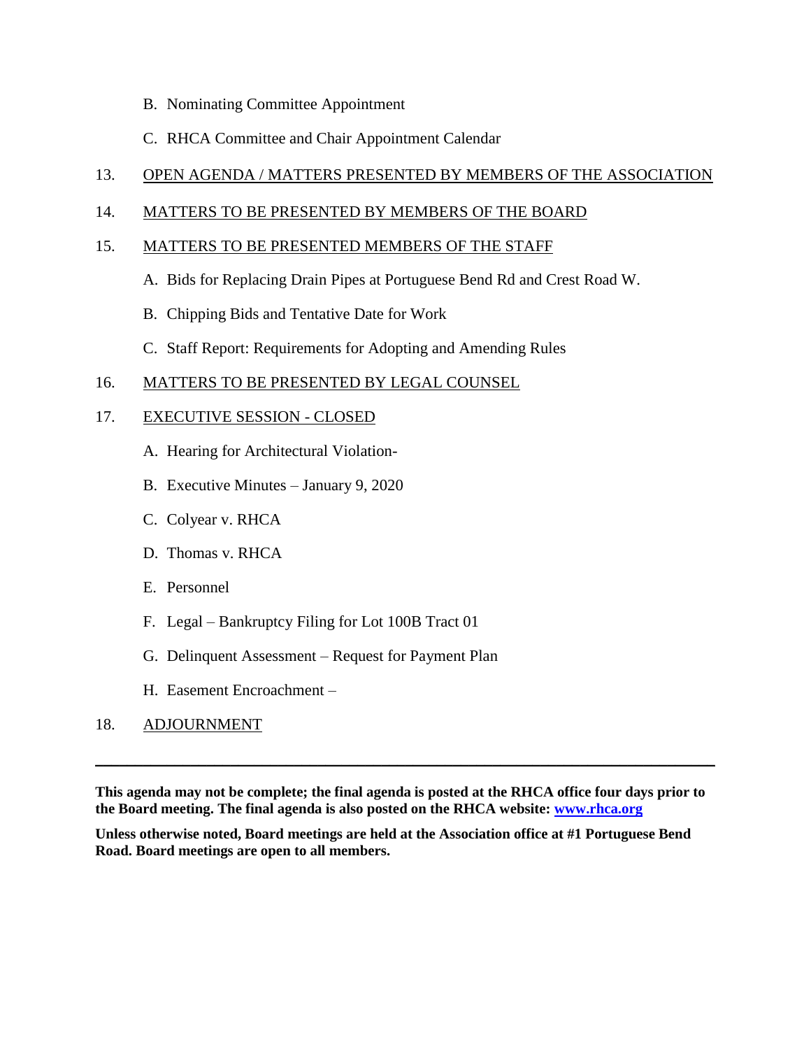B. Nominating Committee Appointment

C. RHCA Committee and Chair Appointment Calendar

13. OPEN AGENDA / MATTERS PRESENTED BY MEMBERS OF THE ASSOCIATION

14. MATTERS TO BE PRESENTED BY MEMBERS OF THE BOARD

15. MATTERS TO BE PRESENTED MEMBERS OF THE STAFF

A. Bids for Replacing Drain Pipes at Portuguese Bend Rd and Crest Road W.

B. Chipping Bids and Tentative Date for Work

C. Staff Report: Requirements for Adopting and Amending Rules

16. MATTERS TO BE PRESENTED BY LEGAL COUNSEL

17. EXECUTIVE SESSION - CLOSED

A. Hearing for Architectural Violation-

B. Executive Minutes – January 9, 2020

C. Colyear v. RHCA

D. Thomas v. RHCA

E. Personnel

F. Legal – Bankruptcy Filing for Lot 100B Tract 01

G. Delinquent Assessment – Request for Payment Plan

H. Easement Encroachment –

18. ADJOURNMENT

---

**This agenda may not be complete; the final agenda is posted at the RHCA office four days prior to the Board meeting. The final agenda is also posted on the RHCA website: www.rhca.org**

**Unless otherwise noted, Board meetings are held at the Association office at #1 Portuguese Bend Road. Board meetings are open to all members.**